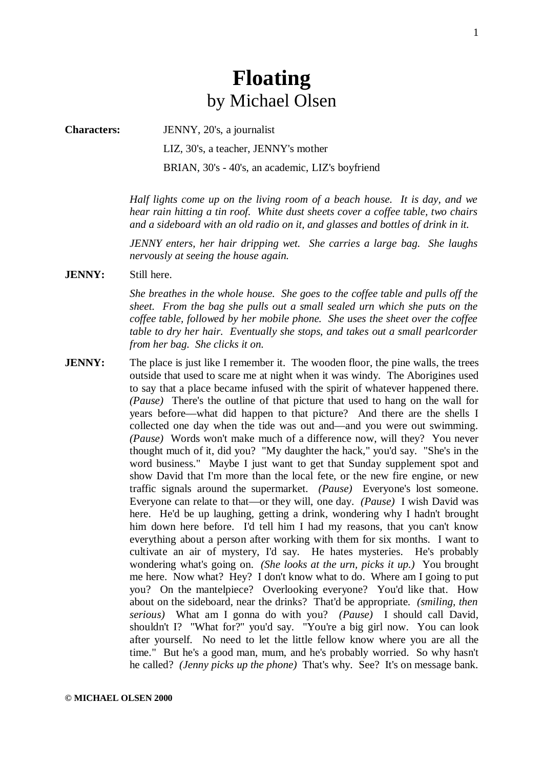# Floating
by Michael Olsen

**Characters:** JENNY, 20's, a journalist

LIZ, 30's, a teacher, JENNY's mother

BRIAN, 30's - 40's, an academic, LIZ's boyfriend

*Half lights come up on the living room of a beach house. It is day, and we hear rain hitting a tin roof. White dust sheets cover a coffee table, two chairs and a sideboard with an old radio on it, and glasses and bottles of drink in it.*

*JENNY enters, her hair dripping wet. She carries a large bag. She laughs nervously at seeing the house again.*

**JENNY:** Still here.

*She breathes in the whole house. She goes to the coffee table and pulls off the sheet. From the bag she pulls out a small sealed urn which she puts on the coffee table, followed by her mobile phone. She uses the sheet over the coffee table to dry her hair. Eventually she stops, and takes out a small pearlcorder from her bag. She clicks it on.*

**JENNY:** The place is just like I remember it. The wooden floor, the pine walls, the trees outside that used to scare me at night when it was windy. The Aborigines used to say that a place became infused with the spirit of whatever happened there. *(Pause)* There's the outline of that picture that used to hang on the wall for years before—what did happen to that picture? And there are the shells I collected one day when the tide was out and—and you were out swimming. *(Pause)* Words won't make much of a difference now, will they? You never thought much of it, did you? "My daughter the hack," you'd say. "She's in the word business." Maybe I just want to get that Sunday supplement spot and show David that I'm more than the local fete, or the new fire engine, or new traffic signals around the supermarket. *(Pause)* Everyone's lost someone. Everyone can relate to that—or they will, one day. *(Pause)* I wish David was here. He'd be up laughing, getting a drink, wondering why I hadn't brought him down here before. I'd tell him I had my reasons, that you can't know everything about a person after working with them for six months. I want to cultivate an air of mystery, I'd say. He hates mysteries. He's probably wondering what's going on. *(She looks at the urn, picks it up.)* You brought me here. Now what? Hey? I don't know what to do. Where am I going to put you? On the mantelpiece? Overlooking everyone? You'd like that. How about on the sideboard, near the drinks? That'd be appropriate. *(smiling, then serious)* What am I gonna do with you? *(Pause)* I should call David, shouldn't I? "What for?" you'd say. "You're a big girl now. You can look after yourself. No need to let the little fellow know where you are all the time." But he's a good man, mum, and he's probably worried. So why hasn't he called? *(Jenny picks up the phone)* That's why. See? It's on message bank.

**© MICHAEL OLSEN 2000**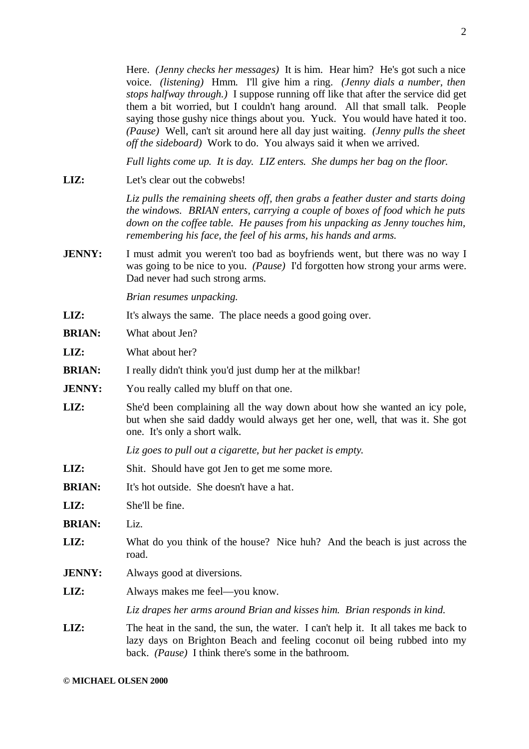Here. *(Jenny checks her messages)* It is him. Hear him? He's got such a nice voice. *(listening)* Hmm. I'll give him a ring. *(Jenny dials a number, then stops halfway through.)* I suppose running off like that after the service did get them a bit worried, but I couldn't hang around. All that small talk. People saying those gushy nice things about you. Yuck. You would have hated it too. *(Pause)* Well, can't sit around here all day just waiting. *(Jenny pulls the sheet off the sideboard)* Work to do. You always said it when we arrived.

*Full lights come up. It is day. LIZ enters. She dumps her bag on the floor.*

**LIZ:** Let's clear out the cobwebs!

*Liz pulls the remaining sheets off, then grabs a feather duster and starts doing the windows. BRIAN enters, carrying a couple of boxes of food which he puts down on the coffee table. He pauses from his unpacking as Jenny touches him, remembering his face, the feel of his arms, his hands and arms.*

**JENNY:** I must admit you weren't too bad as boyfriends went, but there was no way I was going to be nice to you. *(Pause)* I'd forgotten how strong your arms were. Dad never had such strong arms.

*Brian resumes unpacking.*

**LIZ:** It's always the same. The place needs a good going over.

**BRIAN:** What about Jen?

**LIZ:** What about her?

**BRIAN:** I really didn't think you'd just dump her at the milkbar!

**JENNY:** You really called my bluff on that one.

**LIZ:** She'd been complaining all the way down about how she wanted an icy pole, but when she said daddy would always get her one, well, that was it. She got one. It's only a short walk.

*Liz goes to pull out a cigarette, but her packet is empty.*

**LIZ:** Shit. Should have got Jen to get me some more.

**BRIAN:** It's hot outside. She doesn't have a hat.

**LIZ:** She'll be fine.

**BRIAN:** Liz.

**LIZ:** What do you think of the house? Nice huh? And the beach is just across the road.

**JENNY:** Always good at diversions.

**LIZ:** Always makes me feel—you know.

*Liz drapes her arms around Brian and kisses him. Brian responds in kind.*

**LIZ:** The heat in the sand, the sun, the water. I can't help it. It all takes me back to lazy days on Brighton Beach and feeling coconut oil being rubbed into my back. *(Pause)* I think there's some in the bathroom.

**© MICHAEL OLSEN 2000**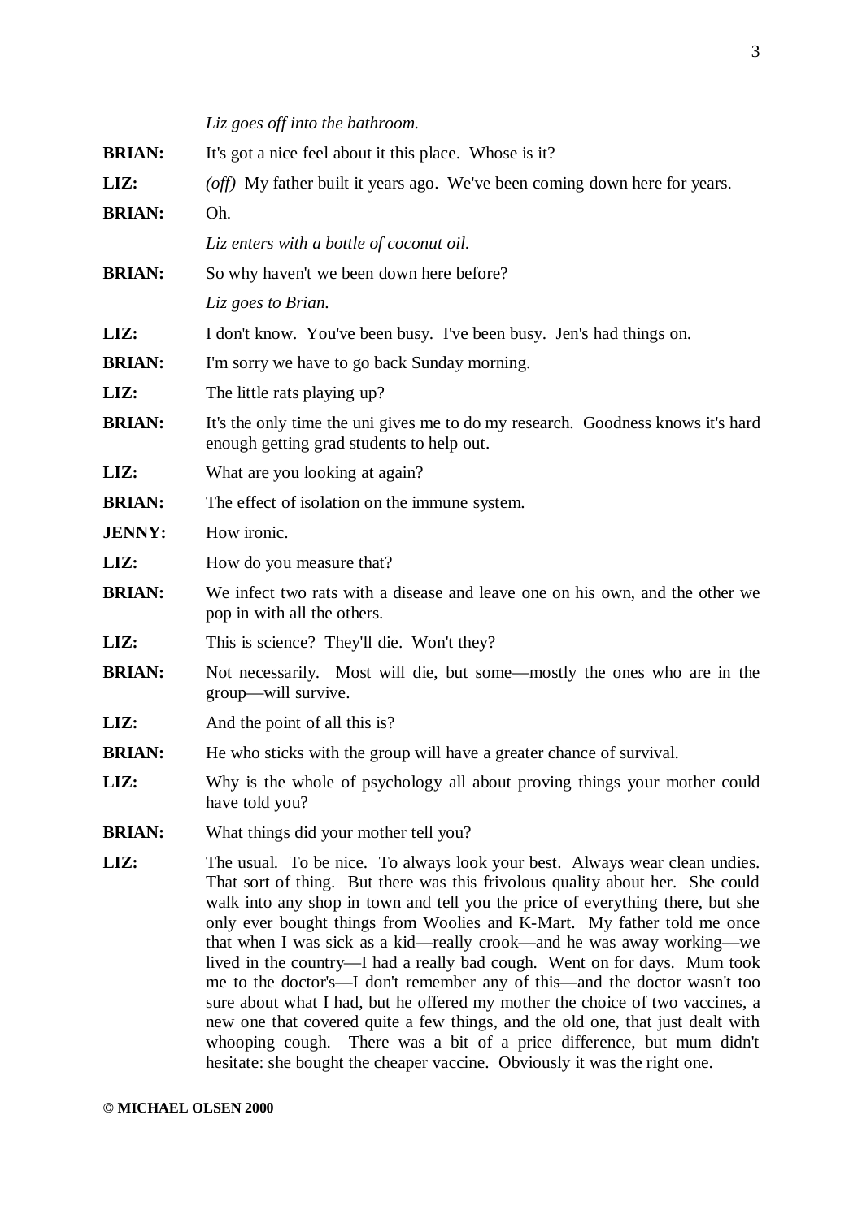*Liz goes off into the bathroom.*

**BRIAN:** It's got a nice feel about it this place. Whose is it?

**LIZ:** *(off)* My father built it years ago. We've been coming down here for years.

**BRIAN:** Oh.

*Liz enters with a bottle of coconut oil.*

**BRIAN:** So why haven't we been down here before?

*Liz goes to Brian.*

**LIZ:** I don't know. You've been busy. I've been busy. Jen's had things on.

**BRIAN:** I'm sorry we have to go back Sunday morning.

**LIZ:** The little rats playing up?

**BRIAN:** It's the only time the uni gives me to do my research. Goodness knows it's hard enough getting grad students to help out.

**LIZ:** What are you looking at again?

**BRIAN:** The effect of isolation on the immune system.

**JENNY:** How ironic.

**LIZ:** How do you measure that?

**BRIAN:** We infect two rats with a disease and leave one on his own, and the other we pop in with all the others.

**LIZ:** This is science? They'll die. Won't they?

**BRIAN:** Not necessarily. Most will die, but some—mostly the ones who are in the group—will survive.

**LIZ:** And the point of all this is?

**BRIAN:** He who sticks with the group will have a greater chance of survival.

**LIZ:** Why is the whole of psychology all about proving things your mother could have told you?

**BRIAN:** What things did your mother tell you?

**LIZ:** The usual. To be nice. To always look your best. Always wear clean undies. That sort of thing. But there was this frivolous quality about her. She could walk into any shop in town and tell you the price of everything there, but she only ever bought things from Woolies and K-Mart. My father told me once that when I was sick as a kid—really crook—and he was away working—we lived in the country—I had a really bad cough. Went on for days. Mum took me to the doctor's—I don't remember any of this—and the doctor wasn't too sure about what I had, but he offered my mother the choice of two vaccines, a new one that covered quite a few things, and the old one, that just dealt with whooping cough. There was a bit of a price difference, but mum didn't hesitate: she bought the cheaper vaccine. Obviously it was the right one.

© MICHAEL OLSEN 2000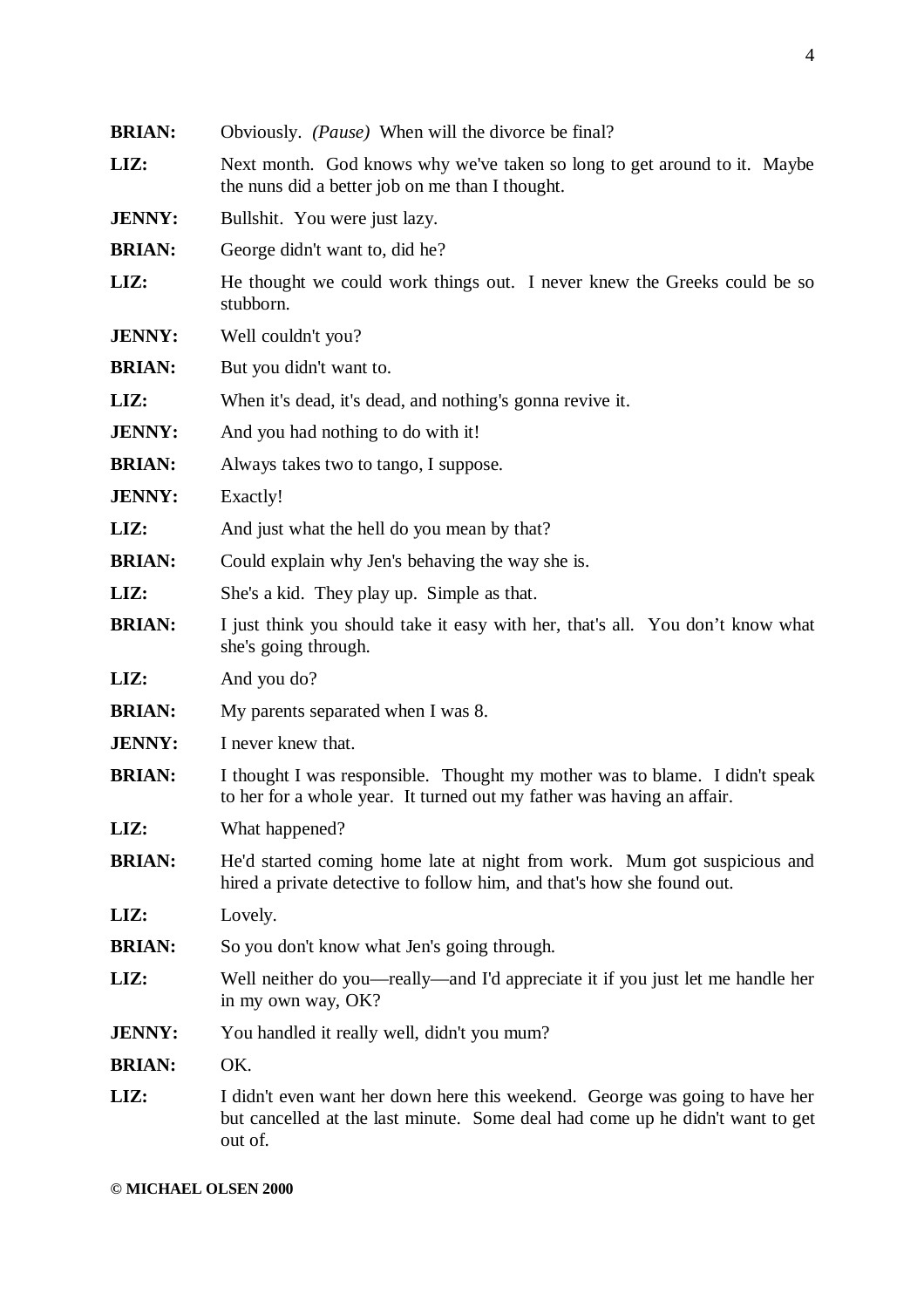**BRIAN:** Obviously. *(Pause)* When will the divorce be final?

**LIZ:** Next month. God knows why we've taken so long to get around to it. Maybe the nuns did a better job on me than I thought.

**JENNY:** Bullshit. You were just lazy.

**BRIAN:** George didn't want to, did he?

**LIZ:** He thought we could work things out. I never knew the Greeks could be so stubborn.

**JENNY:** Well couldn't you?

**BRIAN:** But you didn't want to.

**LIZ:** When it's dead, it's dead, and nothing's gonna revive it.

**JENNY:** And you had nothing to do with it!

**BRIAN:** Always takes two to tango, I suppose.

**JENNY:** Exactly!

**LIZ:** And just what the hell do you mean by that?

**BRIAN:** Could explain why Jen's behaving the way she is.

**LIZ:** She's a kid. They play up. Simple as that.

**BRIAN:** I just think you should take it easy with her, that's all. You don't know what she's going through.

**LIZ:** And you do?

**BRIAN:** My parents separated when I was 8.

**JENNY:** I never knew that.

**BRIAN:** I thought I was responsible. Thought my mother was to blame. I didn't speak to her for a whole year. It turned out my father was having an affair.

**LIZ:** What happened?

**BRIAN:** He'd started coming home late at night from work. Mum got suspicious and hired a private detective to follow him, and that's how she found out.

**LIZ:** Lovely.

**BRIAN:** So you don't know what Jen's going through.

**LIZ:** Well neither do you—really—and I'd appreciate it if you just let me handle her in my own way, OK?

**JENNY:** You handled it really well, didn't you mum?

**BRIAN:** OK.

**LIZ:** I didn't even want her down here this weekend. George was going to have her but cancelled at the last minute. Some deal had come up he didn't want to get out of.

**© MICHAEL OLSEN 2000**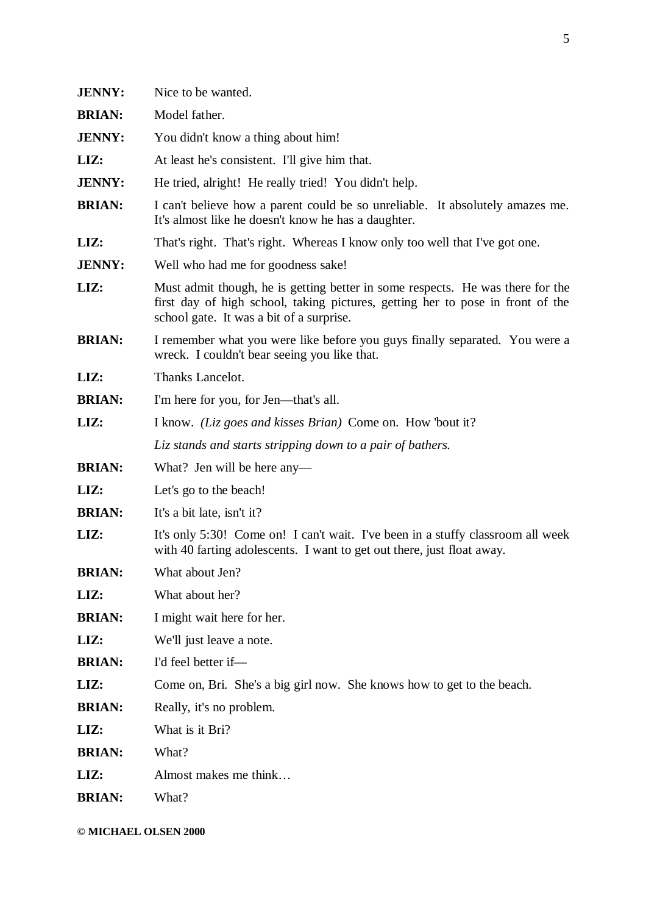**JENNY:** Nice to be wanted.

**BRIAN:** Model father.

**JENNY:** You didn't know a thing about him!

**LIZ:** At least he's consistent. I'll give him that.

**JENNY:** He tried, alright! He really tried! You didn't help.

**BRIAN:** I can't believe how a parent could be so unreliable. It absolutely amazes me. It's almost like he doesn't know he has a daughter.

**LIZ:** That's right. That's right. Whereas I know only too well that I've got one.

**JENNY:** Well who had me for goodness sake!

**LIZ:** Must admit though, he is getting better in some respects. He was there for the first day of high school, taking pictures, getting her to pose in front of the school gate. It was a bit of a surprise.

**BRIAN:** I remember what you were like before you guys finally separated. You were a wreck. I couldn't bear seeing you like that.

**LIZ:** Thanks Lancelot.

**BRIAN:** I'm here for you, for Jen—that's all.

**LIZ:** I know. *(Liz goes and kisses Brian)* Come on. How 'bout it?

*Liz stands and starts stripping down to a pair of bathers.*

**BRIAN:** What? Jen will be here any—

**LIZ:** Let's go to the beach!

**BRIAN:** It's a bit late, isn't it?

**LIZ:** It's only 5:30! Come on! I can't wait. I've been in a stuffy classroom all week with 40 farting adolescents. I want to get out there, just float away.

**BRIAN:** What about Jen?

**LIZ:** What about her?

**BRIAN:** I might wait here for her.

**LIZ:** We'll just leave a note.

**BRIAN:** I'd feel better if—

**LIZ:** Come on, Bri. She's a big girl now. She knows how to get to the beach.

**BRIAN:** Really, it's no problem.

**LIZ:** What is it Bri?

**BRIAN:** What?

**LIZ:** Almost makes me think…

**BRIAN:** What?

**© MICHAEL OLSEN 2000**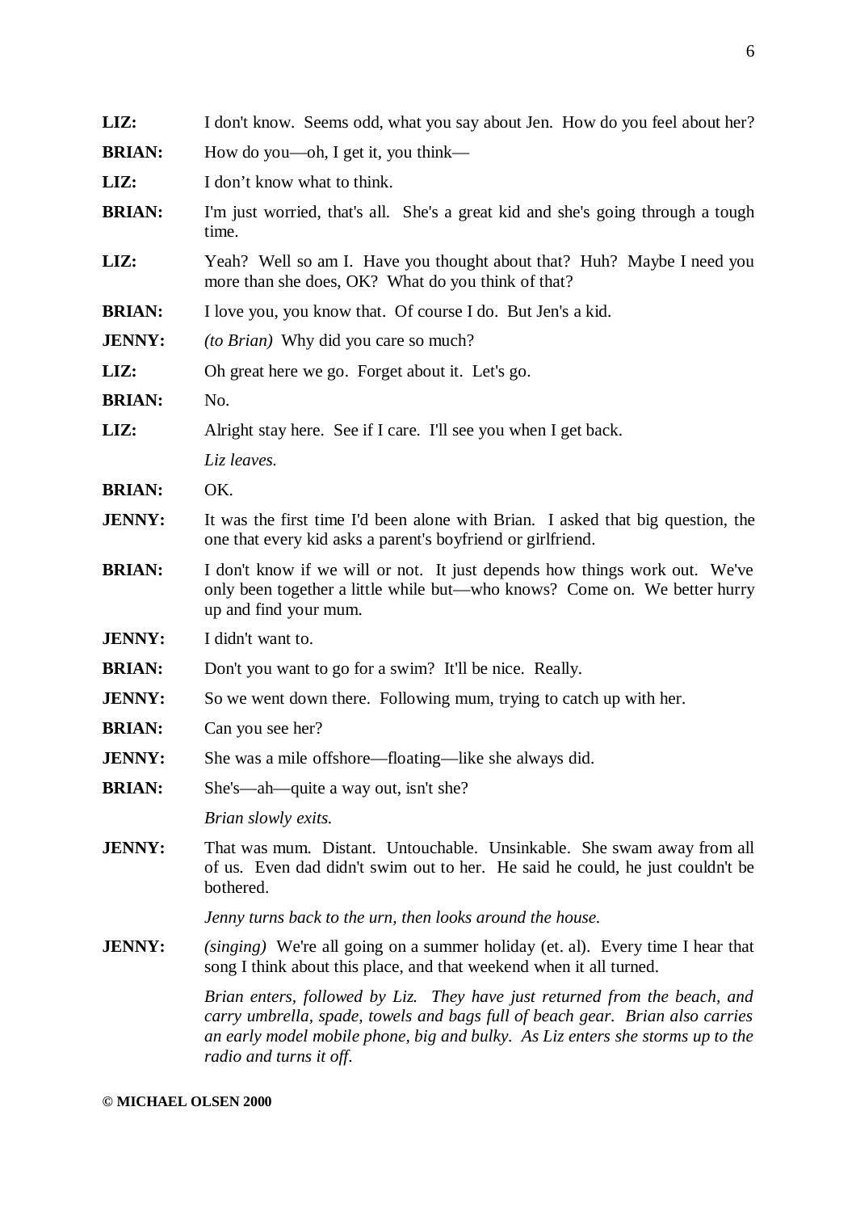**LIZ:** I don't know. Seems odd, what you say about Jen. How do you feel about her?

**BRIAN:** How do you—oh, I get it, you think—

**LIZ:** I don’t know what to think.

**BRIAN:** I'm just worried, that's all. She's a great kid and she's going through a tough time.

**LIZ:** Yeah? Well so am I. Have you thought about that? Huh? Maybe I need you more than she does, OK? What do you think of that?

**BRIAN:** I love you, you know that. Of course I do. But Jen's a kid.

**JENNY:** *(to Brian)* Why did you care so much?

**LIZ:** Oh great here we go. Forget about it. Let's go.

**BRIAN:** No.

**LIZ:** Alright stay here. See if I care. I'll see you when I get back.

*Liz leaves.*

**BRIAN:** OK.

**JENNY:** It was the first time I'd been alone with Brian. I asked that big question, the one that every kid asks a parent's boyfriend or girlfriend.

**BRIAN:** I don't know if we will or not. It just depends how things work out. We've only been together a little while but—who knows? Come on. We better hurry up and find your mum.

**JENNY:** I didn't want to.

**BRIAN:** Don't you want to go for a swim? It'll be nice. Really.

**JENNY:** So we went down there. Following mum, trying to catch up with her.

**BRIAN:** Can you see her?

**JENNY:** She was a mile offshore—floating—like she always did.

**BRIAN:** She's—ah—quite a way out, isn't she?

*Brian slowly exits.*

**JENNY:** That was mum. Distant. Untouchable. Unsinkable. She swam away from all of us. Even dad didn't swim out to her. He said he could, he just couldn't be bothered.

*Jenny turns back to the urn, then looks around the house.*

**JENNY:** *(singing)* We're all going on a summer holiday (et. al). Every time I hear that song I think about this place, and that weekend when it all turned.

*Brian enters, followed by Liz. They have just returned from the beach, and carry umbrella, spade, towels and bags full of beach gear. Brian also carries an early model mobile phone, big and bulky. As Liz enters she storms up to the radio and turns it off.*

**© MICHAEL OLSEN 2000**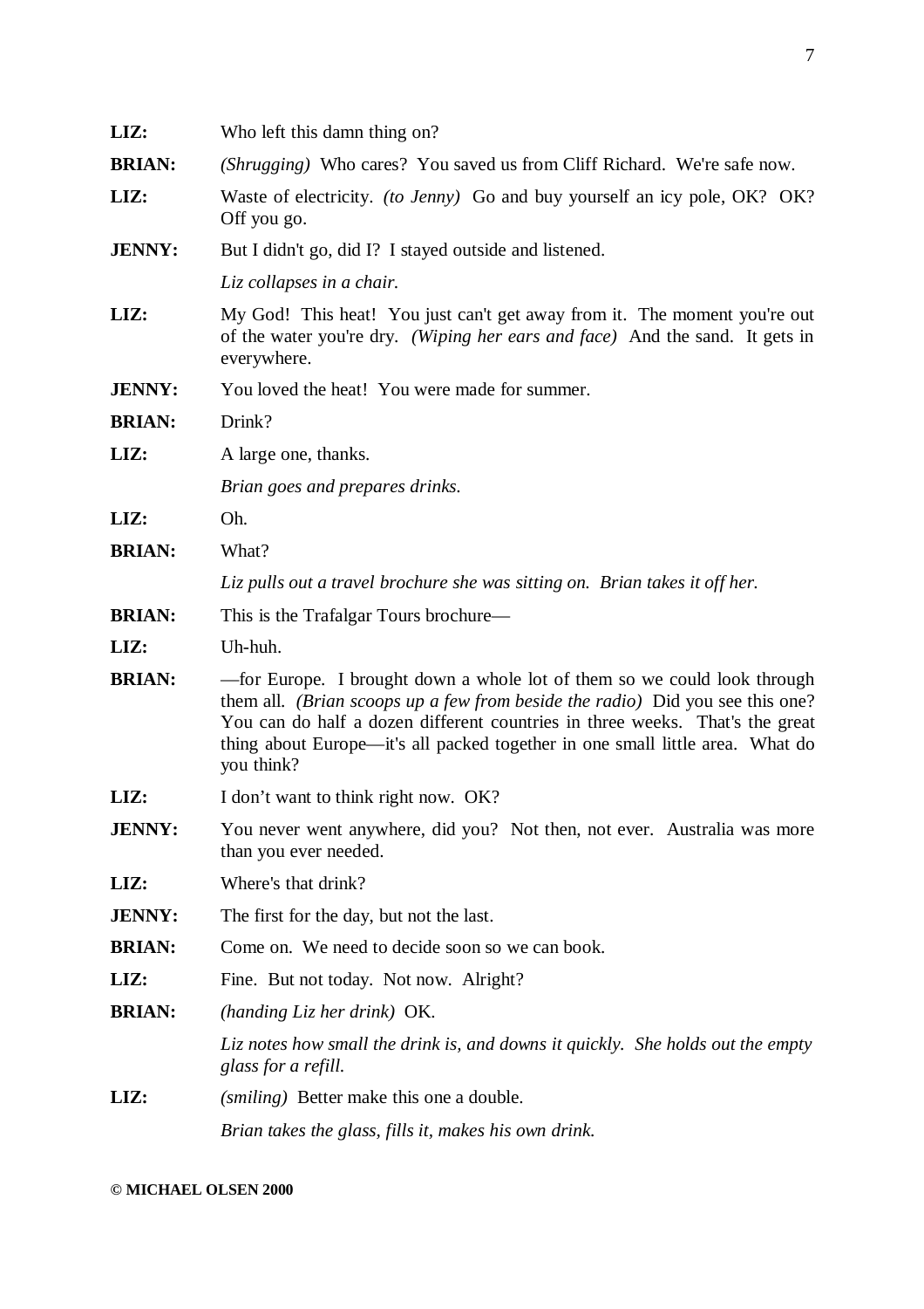**LIZ:** Who left this damn thing on?

**BRIAN:** *(Shrugging)* Who cares? You saved us from Cliff Richard. We're safe now.

**LIZ:** Waste of electricity. *(to Jenny)* Go and buy yourself an icy pole, OK? OK? Off you go.

**JENNY:** But I didn't go, did I? I stayed outside and listened.

*Liz collapses in a chair.*

**LIZ:** My God! This heat! You just can't get away from it. The moment you're out of the water you're dry. *(Wiping her ears and face)* And the sand. It gets in everywhere.

**JENNY:** You loved the heat! You were made for summer.

**BRIAN:** Drink?

**LIZ:** A large one, thanks.

*Brian goes and prepares drinks.*

**LIZ:** Oh.

**BRIAN:** What?

*Liz pulls out a travel brochure she was sitting on. Brian takes it off her.*

**BRIAN:** This is the Trafalgar Tours brochure—

**LIZ:** Uh-huh.

**BRIAN:** —for Europe. I brought down a whole lot of them so we could look through them all. *(Brian scoops up a few from beside the radio)* Did you see this one? You can do half a dozen different countries in three weeks. That's the great thing about Europe—it's all packed together in one small little area. What do you think?

**LIZ:** I don't want to think right now. OK?

**JENNY:** You never went anywhere, did you? Not then, not ever. Australia was more than you ever needed.

**LIZ:** Where's that drink?

**JENNY:** The first for the day, but not the last.

**BRIAN:** Come on. We need to decide soon so we can book.

**LIZ:** Fine. But not today. Not now. Alright?

**BRIAN:** *(handing Liz her drink)* OK.

*Liz notes how small the drink is, and downs it quickly. She holds out the empty glass for a refill.*

**LIZ:** *(smiling)* Better make this one a double.

*Brian takes the glass, fills it, makes his own drink.*

**© MICHAEL OLSEN 2000**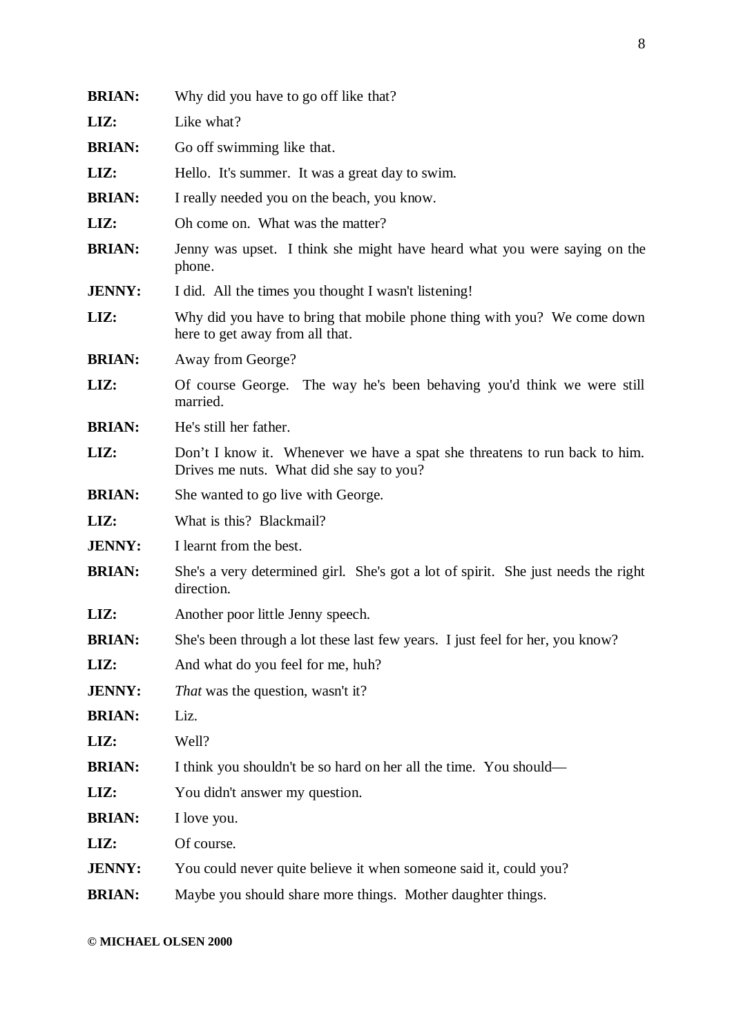**BRIAN:** Why did you have to go off like that?

**LIZ:** Like what?

**BRIAN:** Go off swimming like that.

**LIZ:** Hello. It's summer. It was a great day to swim.

**BRIAN:** I really needed you on the beach, you know.

**LIZ:** Oh come on. What was the matter?

**BRIAN:** Jenny was upset. I think she might have heard what you were saying on the phone.

**JENNY:** I did. All the times you thought I wasn't listening!

**LIZ:** Why did you have to bring that mobile phone thing with you? We come down here to get away from all that.

**BRIAN:** Away from George?

**LIZ:** Of course George. The way he's been behaving you'd think we were still married.

**BRIAN:** He's still her father.

**LIZ:** Don't I know it. Whenever we have a spat she threatens to run back to him. Drives me nuts. What did she say to you?

**BRIAN:** She wanted to go live with George.

**LIZ:** What is this? Blackmail?

**JENNY:** I learnt from the best.

**BRIAN:** She's a very determined girl. She's got a lot of spirit. She just needs the right direction.

**LIZ:** Another poor little Jenny speech.

**BRIAN:** She's been through a lot these last few years. I just feel for her, you know?

**LIZ:** And what do you feel for me, huh?

**JENNY:** *That* was the question, wasn't it?

**BRIAN:** Liz.

**LIZ:** Well?

**BRIAN:** I think you shouldn't be so hard on her all the time. You should—

**LIZ:** You didn't answer my question.

**BRIAN:** I love you.

**LIZ:** Of course.

**JENNY:** You could never quite believe it when someone said it, could you?

**BRIAN:** Maybe you should share more things. Mother daughter things.

**© MICHAEL OLSEN 2000**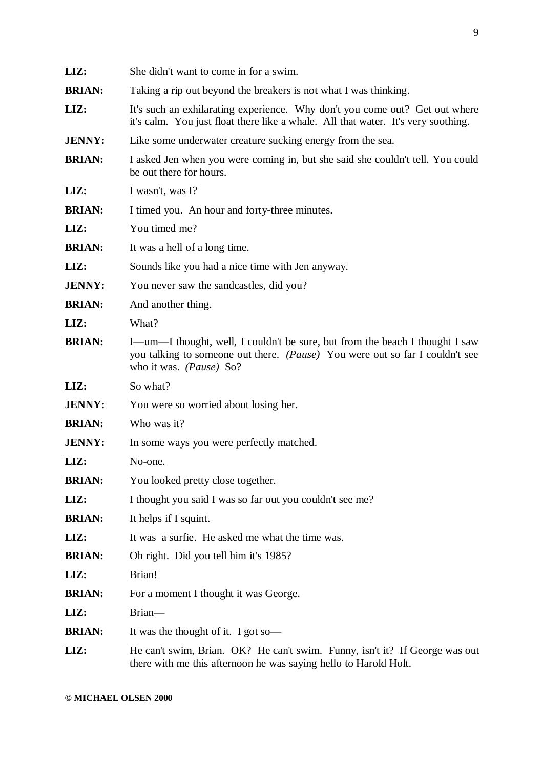**LIZ:** She didn't want to come in for a swim.

**BRIAN:** Taking a rip out beyond the breakers is not what I was thinking.

**LIZ:** It's such an exhilarating experience. Why don't you come out? Get out where it's calm. You just float there like a whale. All that water. It's very soothing.

**JENNY:** Like some underwater creature sucking energy from the sea.

**BRIAN:** I asked Jen when you were coming in, but she said she couldn't tell. You could be out there for hours.

**LIZ:** I wasn't, was I?

**BRIAN:** I timed you. An hour and forty-three minutes.

**LIZ:** You timed me?

**BRIAN:** It was a hell of a long time.

**LIZ:** Sounds like you had a nice time with Jen anyway.

**JENNY:** You never saw the sandcastles, did you?

**BRIAN:** And another thing.

**LIZ:** What?

**BRIAN:** I—um—I thought, well, I couldn't be sure, but from the beach I thought I saw you talking to someone out there. *(Pause)* You were out so far I couldn't see who it was. *(Pause)* So?

**LIZ:** So what?

**JENNY:** You were so worried about losing her.

**BRIAN:** Who was it?

**JENNY:** In some ways you were perfectly matched.

**LIZ:** No-one.

**BRIAN:** You looked pretty close together.

**LIZ:** I thought you said I was so far out you couldn't see me?

**BRIAN:** It helps if I squint.

**LIZ:** It was a surfie. He asked me what the time was.

**BRIAN:** Oh right. Did you tell him it's 1985?

**LIZ:** Brian!

**BRIAN:** For a moment I thought it was George.

**LIZ:** Brian—

**BRIAN:** It was the thought of it. I got so—

**LIZ:** He can't swim, Brian. OK? He can't swim. Funny, isn't it? If George was out there with me this afternoon he was saying hello to Harold Holt.

**© MICHAEL OLSEN 2000**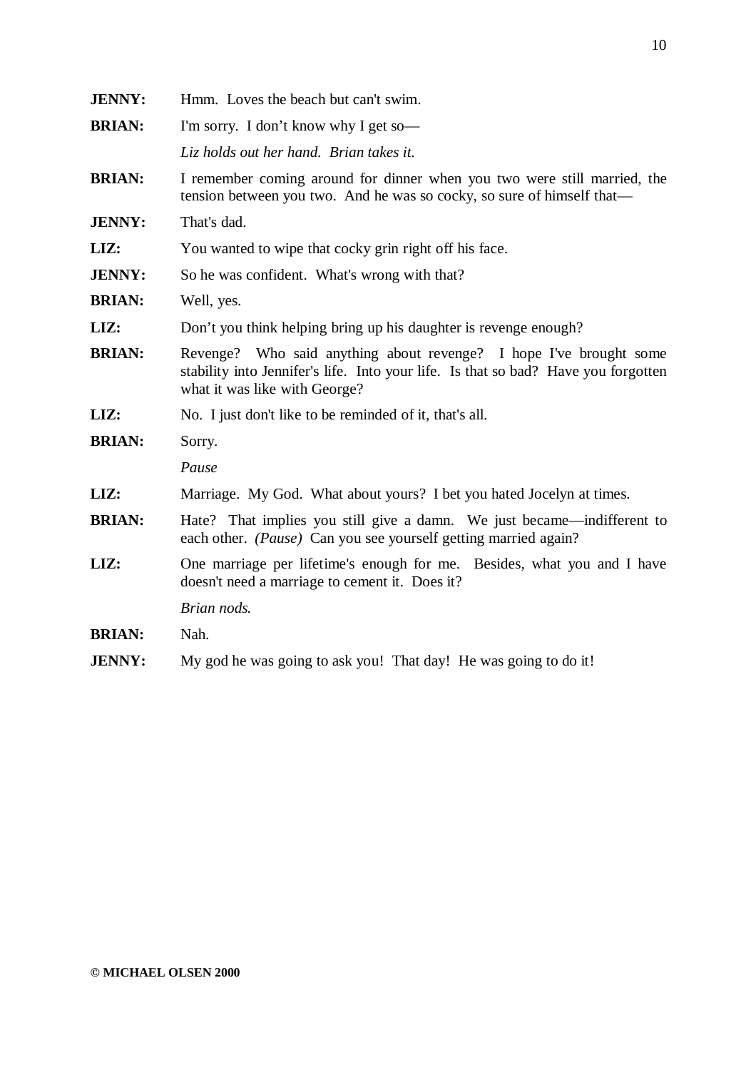**JENNY:** Hmm. Loves the beach but can't swim.

**BRIAN:** I'm sorry. I don't know why I get so—

*Liz holds out her hand. Brian takes it.*

**BRIAN:** I remember coming around for dinner when you two were still married, the tension between you two. And he was so cocky, so sure of himself that—

**JENNY:** That's dad.

**LIZ:** You wanted to wipe that cocky grin right off his face.

**JENNY:** So he was confident. What's wrong with that?

**BRIAN:** Well, yes.

**LIZ:** Don't you think helping bring up his daughter is revenge enough?

**BRIAN:** Revenge? Who said anything about revenge? I hope I've brought some stability into Jennifer's life. Into your life. Is that so bad? Have you forgotten what it was like with George?

**LIZ:** No. I just don't like to be reminded of it, that's all.

**BRIAN:** Sorry.

*Pause*

**LIZ:** Marriage. My God. What about yours? I bet you hated Jocelyn at times.

**BRIAN:** Hate? That implies you still give a damn. We just became—indifferent to each other. *(Pause)* Can you see yourself getting married again?

**LIZ:** One marriage per lifetime's enough for me. Besides, what you and I have doesn't need a marriage to cement it. Does it?

*Brian nods.*

**BRIAN:** Nah.

**JENNY:** My god he was going to ask you! That day! He was going to do it!

**© MICHAEL OLSEN 2000**